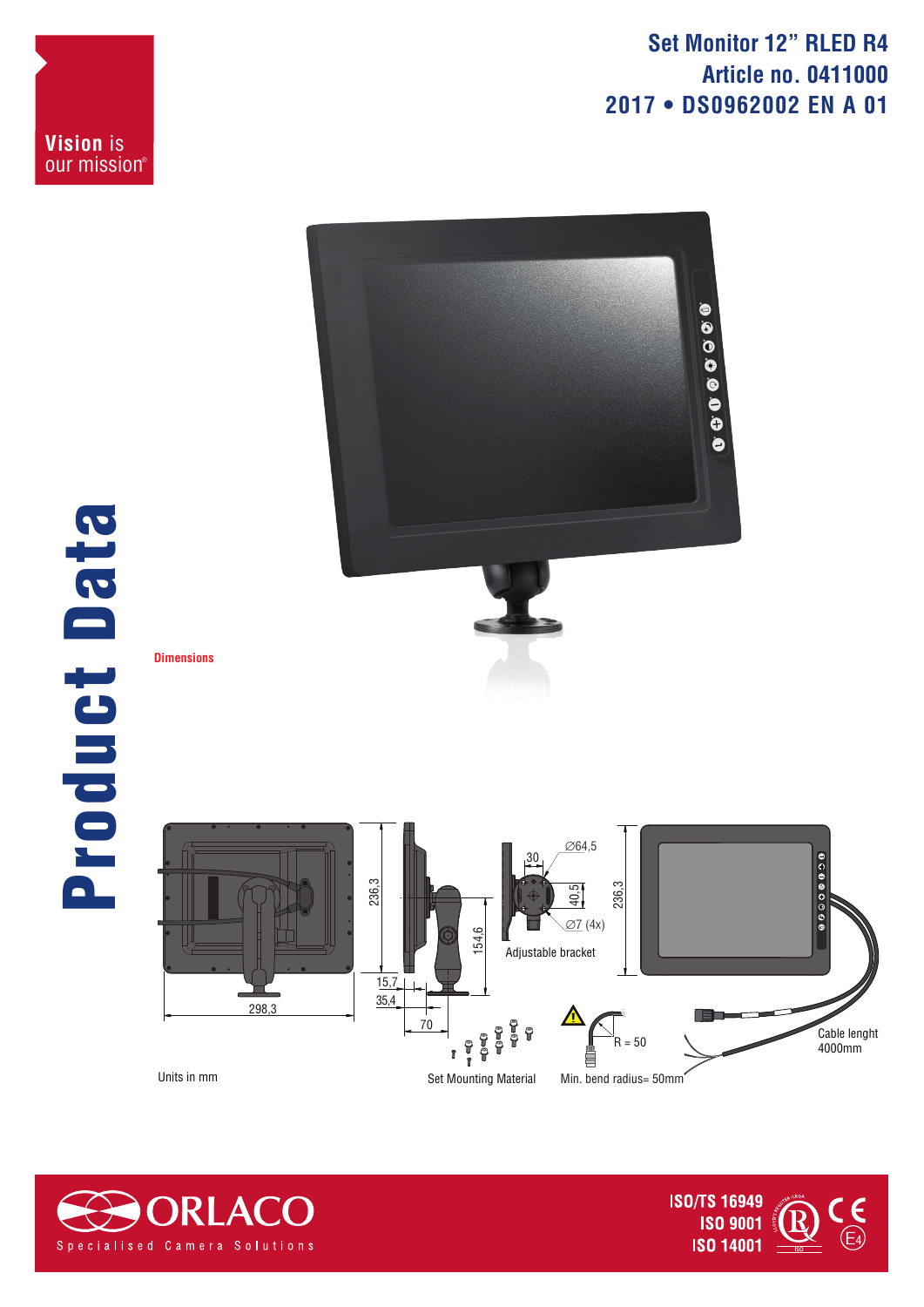Vision is our mission®

# Set Monitor 12" RLED R4
## Article no. 0411000
## 2017 • DS0962002 EN A 01

# Product Data

### Dimensions

298,3

236,3

15,7

35,4

154,6

70

30

Ø64,5

40,5

Ø7 (4x)

Adjustable bracket

236,3

Set Mounting Material

R = 50

Min. bend radius= 50mm

Cable lenght 4000mm

Units in mm

ORLACO
Specialised Camera Solutions

ISO/TS 16949
ISO 9001
ISO 14001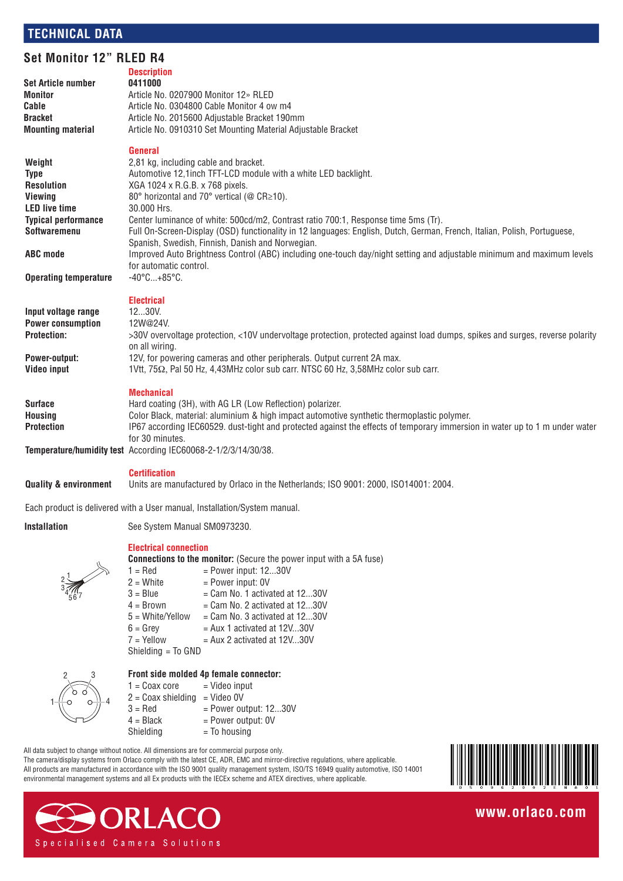# TECHNICAL DATA

## Set Monitor 12" RLED R4

| | **Description** |
|---|---|
| **Set Article number** | **0411000** |
| **Monitor** | Article No. 0207900 Monitor 12» RLED |
| **Cable** | Article No. 0304800 Cable Monitor 4 ow m4 |
| **Bracket** | Article No. 2015600 Adjustable Bracket 190mm |
| **Mounting material** | Article No. 0910310 Set Mounting Material Adjustable Bracket |

| | **General** |
|---|---|
| **Weight** | 2,81 kg, including cable and bracket. |
| **Type** | Automotive 12,1inch TFT-LCD module with a white LED backlight. |
| **Resolution** | XGA 1024 x R.G.B. x 768 pixels. |
| **Viewing** | 80° horizontal and 70° vertical (@ CR≥10). |
| **LED live time** | 30.000 Hrs. |
| **Typical performance** | Center luminance of white: 500cd/m2, Contrast ratio 700:1, Response time 5ms (Tr). |
| **Softwaremenu** | Full On-Screen-Display (OSD) functionality in 12 languages: English, Dutch, German, French, Italian, Polish, Portuguese, Spanish, Swedish, Finnish, Danish and Norwegian. |
| **ABC mode** | Improved Auto Brightness Control (ABC) including one-touch day/night setting and adjustable minimum and maximum levels for automatic control. |
| **Operating temperature** | -40°C...+85°C. |

| | **Electrical** |
|---|---|
| **Input voltage range** | 12...30V. |
| **Power consumption** | 12W@24V. |
| **Protection:** | >30V overvoltage protection, <10V undervoltage protection, protected against load dumps, spikes and surges, reverse polarity on all wiring. |
| **Power-output:** | 12V, for powering cameras and other peripherals. Output current 2A max. |
| **Video input** | 1Vtt, 75Ω, Pal 50 Hz, 4,43MHz color sub carr. NTSC 60 Hz, 3,58MHz color sub carr. |

| | **Mechanical** |
|---|---|
| **Surface** | Hard coating (3H), with AG LR (Low Reflection) polarizer. |
| **Housing** | Color Black, material: aluminium & high impact automotive synthetic thermoplastic polymer. |
| **Protection** | IP67 according IEC60529. dust-tight and protected against the effects of temporary immersion in water up to 1 m under water for 30 minutes. |
| **Temperature/humidity test** | According IEC60068-2-1/2/3/14/30/38. |

| | **Certification** |
|---|---|
| **Quality & environment** | Units are manufactured by Orlaco in the Netherlands; ISO 9001: 2000, ISO14001: 2004. |

Each product is delivered with a User manual, Installation/System manual.

**Installation** See System Manual SM0973230.

### Electrical connection

**Connections to the monitor:** (Secure the power input with a 5A fuse)

| | |
|---|---|
| 1 = Red | = Power input: 12...30V |
| 2 = White | = Power input: 0V |
| 3 = Blue | = Cam No. 1 activated at 12...30V |
| 4 = Brown | = Cam No. 2 activated at 12...30V |
| 5 = White/Yellow | = Cam No. 3 activated at 12...30V |
| 6 = Grey | = Aux 1 activated at 12V...30V |
| 7 = Yellow | = Aux 2 activated at 12V...30V |
| Shielding = To GND | |

**Front side molded 4p female connector:**

| | |
|---|---|
| 1 = Coax core | = Video input |
| 2 = Coax shielding | = Video 0V |
| 3 = Red | = Power output: 12...30V |
| 4 = Black | = Power output: 0V |
| Shielding | = To housing |

All data subject to change without notice. All dimensions are for commercial purpose only.
The camera/display systems from Orlaco comply with the latest CE, ADR, EMC and mirror-directive regulations, where applicable.
All products are manufactured in accordance with the ISO 9001 quality management system, ISO/TS 16949 quality automotive, ISO 14001 environmental management systems and all Ex products with the IECEx scheme and ATEX directives, where applicable.

ORLACO
Specialised Camera Solutions

www.orlaco.com